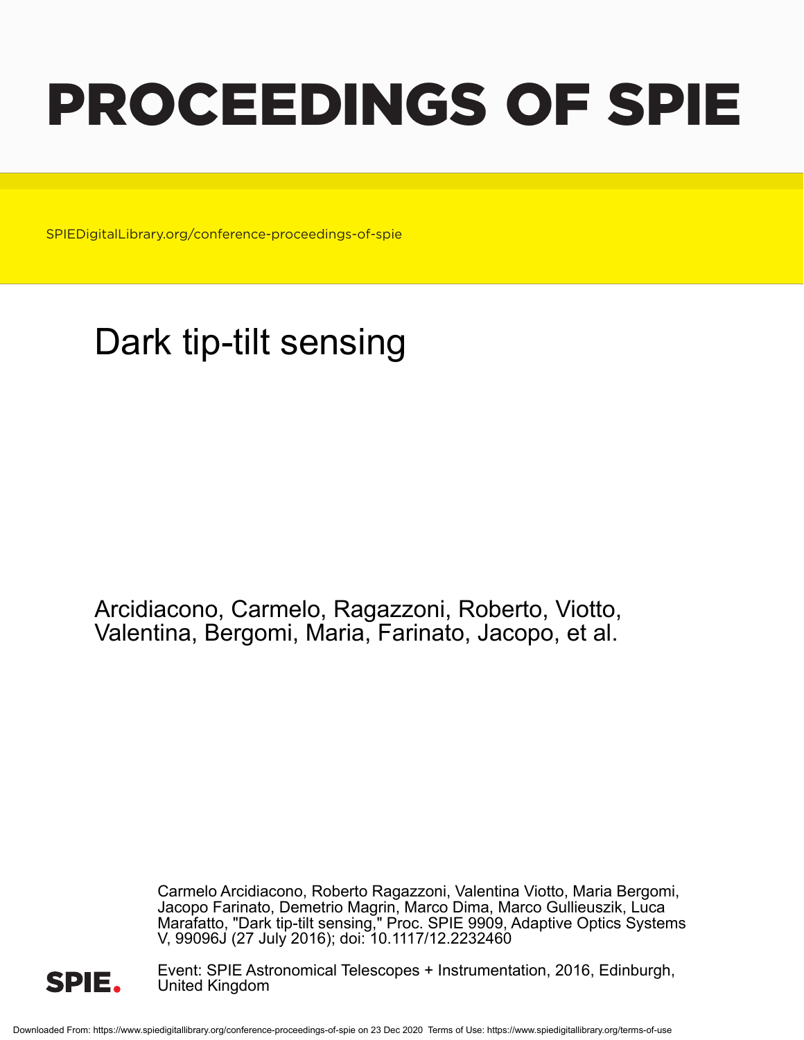# PROCEEDINGS OF SPIE

SPIEDigitalLibrary.org/conference-proceedings-of-spie

## Dark tip-tilt sensing

Arcidiacono, Carmelo, Ragazzoni, Roberto, Viotto, Valentina, Bergomi, Maria, Farinato, Jacopo, et al.

Carmelo Arcidiacono, Roberto Ragazzoni, Valentina Viotto, Maria Bergomi, Jacopo Farinato, Demetrio Magrin, Marco Dima, Marco Gullieuszik, Luca Marafatto, "Dark tip-tilt sensing," Proc. SPIE 9909, Adaptive Optics Systems V, 99096J (27 July 2016); doi: 10.1117/12.2232460

Event: SPIE Astronomical Telescopes + Instrumentation, 2016, Edinburgh, United Kingdom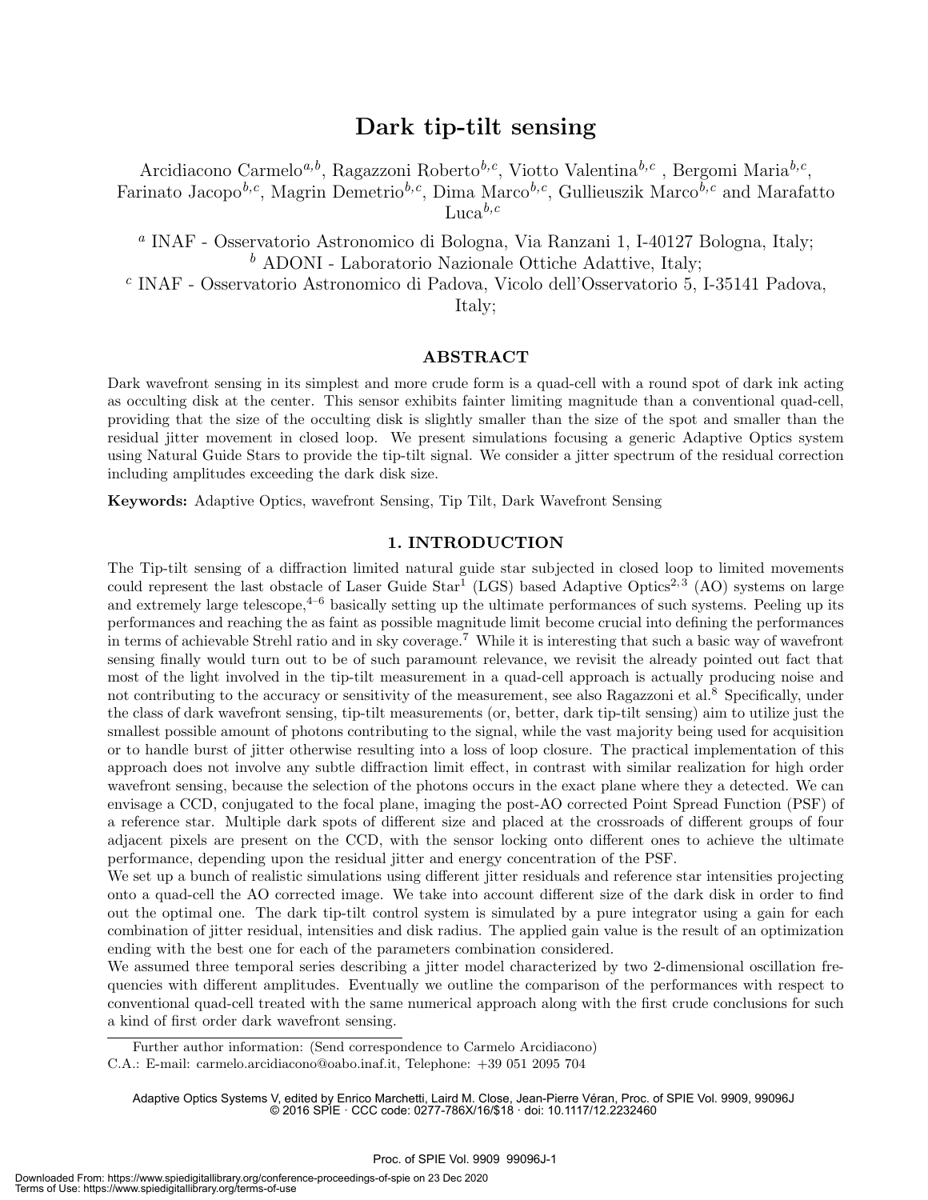# Dark tip-tilt sensing

Arcidiacono Carmelo[a,b], Ragazzoni Roberto[b,c], Viotto Valentina[b,c] , Bergomi Maria[b,c], Farinato Jacopo[b,c], Magrin Demetrio[b,c], Dima Marco[b,c], Gullieuszik Marco[b,c] and Marafatto Luca[b,c]

[a] INAF - Osservatorio Astronomico di Bologna, Via Ranzani 1, I-40127 Bologna, Italy;
[b] ADONI - Laboratorio Nazionale Ottiche Adattive, Italy;
[c] INAF - Osservatorio Astronomico di Padova, Vicolo dell'Osservatorio 5, I-35141 Padova, Italy;

## ABSTRACT

Dark wavefront sensing in its simplest and more crude form is a quad-cell with a round spot of dark ink acting as occulting disk at the center. This sensor exhibits fainter limiting magnitude than a conventional quad-cell, providing that the size of the occulting disk is slightly smaller than the size of the spot and smaller than the residual jitter movement in closed loop. We present simulations focusing a generic Adaptive Optics system using Natural Guide Stars to provide the tip-tilt signal. We consider a jitter spectrum of the residual correction including amplitudes exceeding the dark disk size.

**Keywords:** Adaptive Optics, wavefront Sensing, Tip Tilt, Dark Wavefront Sensing

## 1. INTRODUCTION

The Tip-tilt sensing of a diffraction limited natural guide star subjected in closed loop to limited movements could represent the last obstacle of Laser Guide Star[1] (LGS) based Adaptive Optics[2,3] (AO) systems on large and extremely large telescope,[4–6] basically setting up the ultimate performances of such systems. Peeling up its performances and reaching the as faint as possible magnitude limit become crucial into defining the performances in terms of achievable Strehl ratio and in sky coverage.[7] While it is interesting that such a basic way of wavefront sensing finally would turn out to be of such paramount relevance, we revisit the already pointed out fact that most of the light involved in the tip-tilt measurement in a quad-cell approach is actually producing noise and not contributing to the accuracy or sensitivity of the measurement, see also Ragazzoni et al.[8] Specifically, under the class of dark wavefront sensing, tip-tilt measurements (or, better, dark tip-tilt sensing) aim to utilize just the smallest possible amount of photons contributing to the signal, while the vast majority being used for acquisition or to handle burst of jitter otherwise resulting into a loss of loop closure. The practical implementation of this approach does not involve any subtle diffraction limit effect, in contrast with similar realization for high order wavefront sensing, because the selection of the photons occurs in the exact plane where they a detected. We can envisage a CCD, conjugated to the focal plane, imaging the post-AO corrected Point Spread Function (PSF) of a reference star. Multiple dark spots of different size and placed at the crossroads of different groups of four adjacent pixels are present on the CCD, with the sensor locking onto different ones to achieve the ultimate performance, depending upon the residual jitter and energy concentration of the PSF.

We set up a bunch of realistic simulations using different jitter residuals and reference star intensities projecting onto a quad-cell the AO corrected image. We take into account different size of the dark disk in order to find out the optimal one. The dark tip-tilt control system is simulated by a pure integrator using a gain for each combination of jitter residual, intensities and disk radius. The applied gain value is the result of an optimization ending with the best one for each of the parameters combination considered.

We assumed three temporal series describing a jitter model characterized by two 2-dimensional oscillation frequencies with different amplitudes. Eventually we outline the comparison of the performances with respect to conventional quad-cell treated with the same numerical approach along with the first crude conclusions for such a kind of first order dark wavefront sensing.

Further author information: (Send correspondence to Carmelo Arcidiacono)
C.A.: E-mail: carmelo.arcidiacono@oabo.inaf.it, Telephone: +39 051 2095 704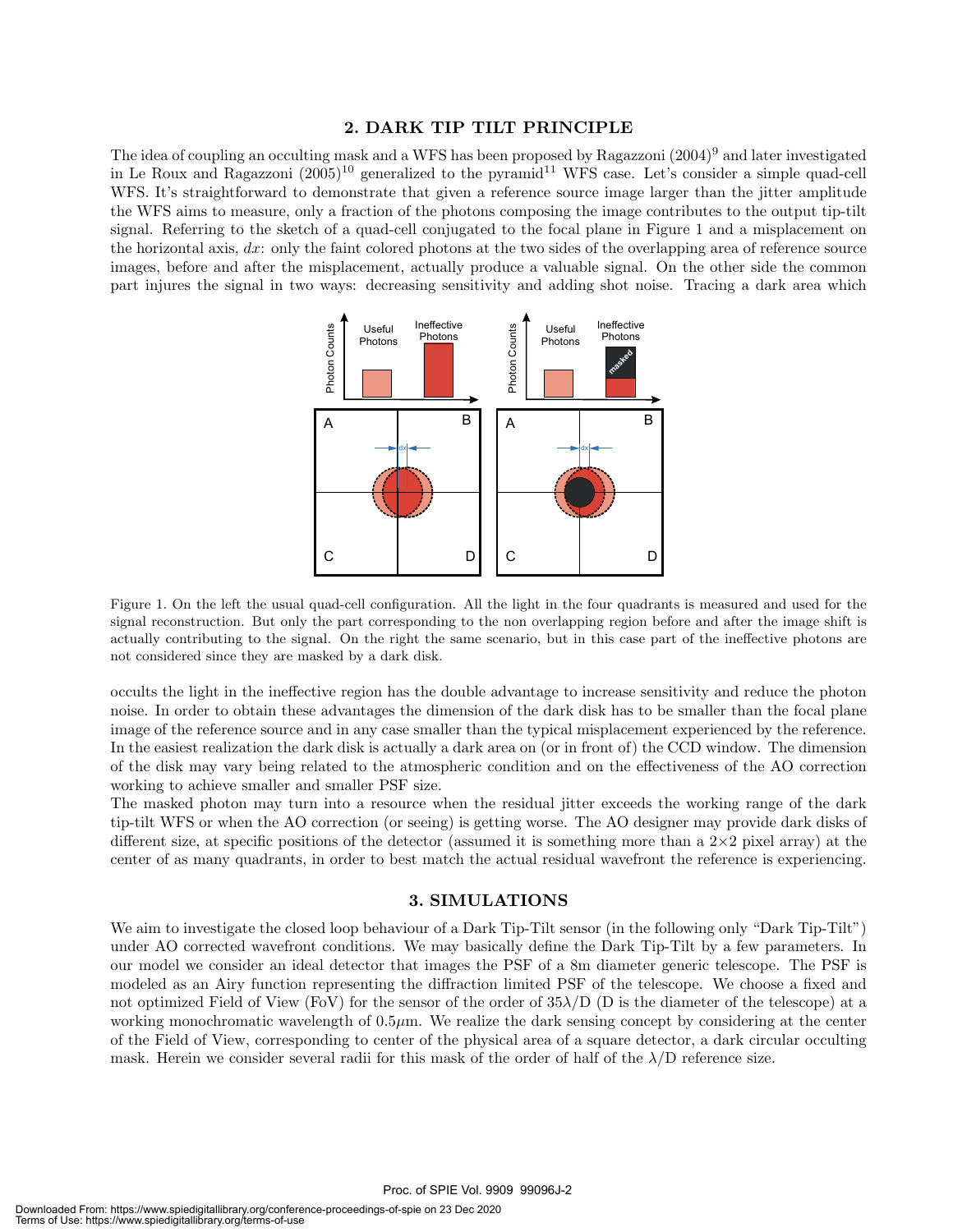## 2. DARK TIP TILT PRINCIPLE

The idea of coupling an occulting mask and a WFS has been proposed by Ragazzoni (2004)[9] and later investigated in Le Roux and Ragazzoni (2005)[10] generalized to the pyramid[11] WFS case. Let's consider a simple quad-cell WFS. It's straightforward to demonstrate that given a reference source image larger than the jitter amplitude the WFS aims to measure, only a fraction of the photons composing the image contributes to the output tip-tilt signal. Referring to the sketch of a quad-cell conjugated to the focal plane in Figure 1 and a misplacement on the horizontal axis, $dx$: only the faint colored photons at the two sides of the overlapping area of reference source images, before and after the misplacement, actually produce a valuable signal. On the other side the common part injures the signal in two ways: decreasing sensitivity and adding shot noise. Tracing a dark area which occults the light in the ineffective region has the double advantage to increase sensitivity and reduce the photon noise. In order to obtain these advantages the dimension of the dark disk has to be smaller than the focal plane image of the reference source and in any case smaller than the typical misplacement experienced by the reference. In the easiest realization the dark disk is actually a dark area on (or in front of) the CCD window. The dimension of the disk may vary being related to the atmospheric condition and on the effectiveness of the AO correction working to achieve smaller and smaller PSF size.

Photon Counts
Useful Photons
Ineffective Photons
A
B
C
D
dx

Photon Counts
Useful Photons
Ineffective Photons
masked
A
B
C
D
dx

Figure 1. On the left the usual quad-cell configuration. All the light in the four quadrants is measured and used for the signal reconstruction. But only the part corresponding to the non overlapping region before and after the image shift is actually contributing to the signal. On the right the same scenario, but in this case part of the ineffective photons are not considered since they are masked by a dark disk.

The masked photon may turn into a resource when the residual jitter exceeds the working range of the dark tip-tilt WFS or when the AO correction (or seeing) is getting worse. The AO designer may provide dark disks of different size, at specific positions of the detector (assumed it is something more than a $2\times2$ pixel array) at the center of as many quadrants, in order to best match the actual residual wavefront the reference is experiencing.

## 3. SIMULATIONS

We aim to investigate the closed loop behaviour of a Dark Tip-Tilt sensor (in the following only "Dark Tip-Tilt") under AO corrected wavefront conditions. We may basically define the Dark Tip-Tilt by a few parameters. In our model we consider an ideal detector that images the PSF of a 8m diameter generic telescope. The PSF is modeled as an Airy function representing the diffraction limited PSF of the telescope. We choose a fixed and not optimized Field of View (FoV) for the sensor of the order of $35\lambda$/D (D is the diameter of the telescope) at a working monochromatic wavelength of $0.5\mu$m. We realize the dark sensing concept by considering at the center of the Field of View, corresponding to center of the physical area of a square detector, a dark circular occulting mask. Herein we consider several radii for this mask of the order of half of the $\lambda$/D reference size.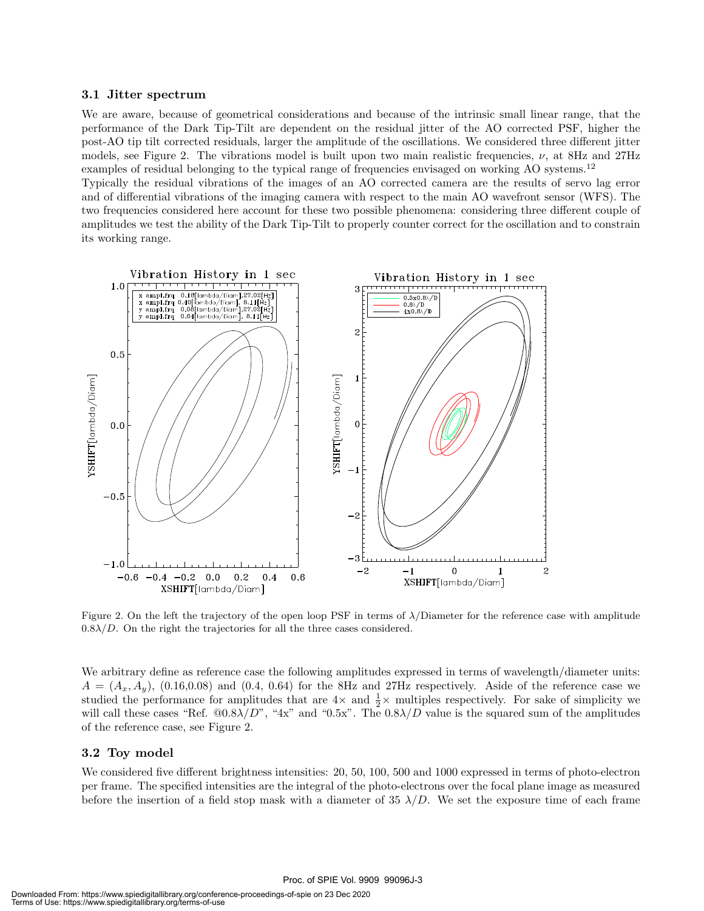### 3.1 Jitter spectrum

We are aware, because of geometrical considerations and because of the intrinsic small linear range, that the performance of the Dark Tip-Tilt are dependent on the residual jitter of the AO corrected PSF, higher the post-AO tip tilt corrected residuals, larger the amplitude of the oscillations. We considered three different jitter models, see Figure 2. The vibrations model is built upon two main realistic frequencies, $\nu$, at 8Hz and 27Hz examples of residual belonging to the typical range of frequencies envisaged on working AO systems.[12]

Typically the residual vibrations of the images of an AO corrected camera are the results of servo lag error and of differential vibrations of the imaging camera with respect to the main AO wavefront sensor (WFS). The two frequencies considered here account for these two possible phenomena: considering three different couple of amplitudes we test the ability of the Dark Tip-Tilt to properly counter correct for the oscillation and to constrain its working range.

Figure 2. On the left the trajectory of the open loop PSF in terms of $\lambda$/Diameter for the reference case with amplitude $0.8\lambda/D$. On the right the trajectories for all the three cases considered.

We arbitrary define as reference case the following amplitudes expressed in terms of wavelength/diameter units: $A = (A_x, A_y)$, (0.16,0.08) and (0.4, 0.64) for the 8Hz and 27Hz respectively. Aside of the reference case we studied the performance for amplitudes that are $4\times$ and $\frac{1}{2}\times$ multiples respectively. For sake of simplicity we will call these cases "Ref. @$0.8\lambda/D$", "4x" and "0.5x". The $0.8\lambda/D$ value is the squared sum of the amplitudes of the reference case, see Figure 2.

### 3.2 Toy model

We considered five different brightness intensities: 20, 50, 100, 500 and 1000 expressed in terms of photo-electron per frame. The specified intensities are the integral of the photo-electrons over the focal plane image as measured before the insertion of a field stop mask with a diameter of 35 $\lambda/D$. We set the exposure time of each frame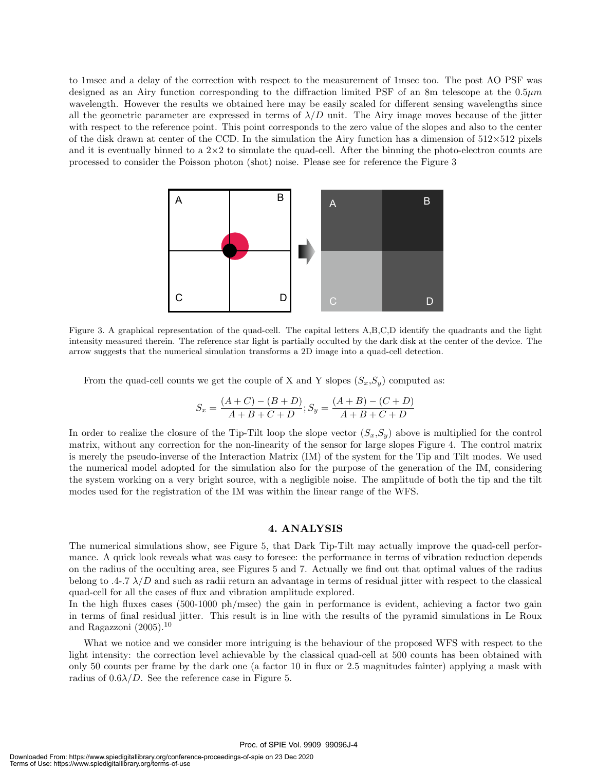to 1msec and a delay of the correction with respect to the measurement of 1msec too. The post AO PSF was designed as an Airy function corresponding to the diffraction limited PSF of an 8m telescope at the $0.5\mu m$ wavelength. However the results we obtained here may be easily scaled for different sensing wavelengths since all the geometric parameter are expressed in terms of $\lambda/D$ unit. The Airy image moves because of the jitter with respect to the reference point. This point corresponds to the zero value of the slopes and also to the center of the disk drawn at center of the CCD. In the simulation the Airy function has a dimension of 512×512 pixels and it is eventually binned to a 2×2 to simulate the quad-cell. After the binning the photo-electron counts are processed to consider the Poisson photon (shot) noise. Please see for reference the Figure 3

Figure 3. A graphical representation of the quad-cell. The capital letters A,B,C,D identify the quadrants and the light intensity measured therein. The reference star light is partially occulted by the dark disk at the center of the device. The arrow suggests that the numerical simulation transforms a 2D image into a quad-cell detection.

From the quad-cell counts we get the couple of X and Y slopes ($S_x$,$S_y$) computed as:

$$S_x = \frac{(A+C)-(B+D)}{A+B+C+D}; S_y = \frac{(A+B)-(C+D)}{A+B+C+D}$$

In order to realize the closure of the Tip-Tilt loop the slope vector ($S_x$,$S_y$) above is multiplied for the control matrix, without any correction for the non-linearity of the sensor for large slopes Figure 4. The control matrix is merely the pseudo-inverse of the Interaction Matrix (IM) of the system for the Tip and Tilt modes. We used the numerical model adopted for the simulation also for the purpose of the generation of the IM, considering the system working on a very bright source, with a negligible noise. The amplitude of both the tip and the tilt modes used for the registration of the IM was within the linear range of the WFS.

## 4. ANALYSIS

The numerical simulations show, see Figure 5, that Dark Tip-Tilt may actually improve the quad-cell performance. A quick look reveals what was easy to foresee: the performance in terms of vibration reduction depends on the radius of the occulting area, see Figures 5 and 7. Actually we find out that optimal values of the radius belong to .4-.7 $\lambda/D$ and such as radii return an advantage in terms of residual jitter with respect to the classical quad-cell for all the cases of flux and vibration amplitude explored.

In the high fluxes cases (500-1000 ph/msec) the gain in performance is evident, achieving a factor two gain in terms of final residual jitter. This result is in line with the results of the pyramid simulations in Le Roux and Ragazzoni (2005).[10]

What we notice and we consider more intriguing is the behaviour of the proposed WFS with respect to the light intensity: the correction level achievable by the classical quad-cell at 500 counts has been obtained with only 50 counts per frame by the dark one (a factor 10 in flux or 2.5 magnitudes fainter) applying a mask with radius of $0.6\lambda/D$. See the reference case in Figure 5.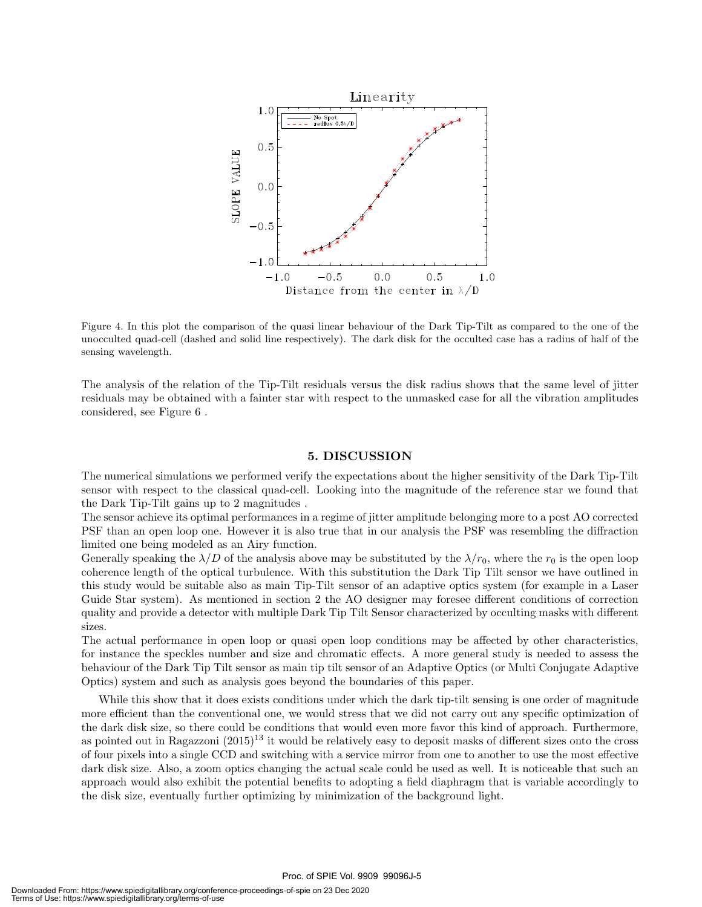Figure 4. In this plot the comparison of the quasi linear behaviour of the Dark Tip-Tilt as compared to the one of the unocculted quad-cell (dashed and solid line respectively). The dark disk for the occulted case has a radius of half of the sensing wavelength.

The analysis of the relation of the Tip-Tilt residuals versus the disk radius shows that the same level of jitter residuals may be obtained with a fainter star with respect to the unmasked case for all the vibration amplitudes considered, see Figure 6 .

## 5. DISCUSSION

The numerical simulations we performed verify the expectations about the higher sensitivity of the Dark Tip-Tilt sensor with respect to the classical quad-cell. Looking into the magnitude of the reference star we found that the Dark Tip-Tilt gains up to 2 magnitudes .

The sensor achieve its optimal performances in a regime of jitter amplitude belonging more to a post AO corrected PSF than an open loop one. However it is also true that in our analysis the PSF was resembling the diffraction limited one being modeled as an Airy function.

Generally speaking the $\lambda/D$ of the analysis above may be substituted by the $\lambda/r_0$, where the $r_0$ is the open loop coherence length of the optical turbulence. With this substitution the Dark Tip Tilt sensor we have outlined in this study would be suitable also as main Tip-Tilt sensor of an adaptive optics system (for example in a Laser Guide Star system). As mentioned in section 2 the AO designer may foresee different conditions of correction quality and provide a detector with multiple Dark Tip Tilt Sensor characterized by occulting masks with different sizes.

The actual performance in open loop or quasi open loop conditions may be affected by other characteristics, for instance the speckles number and size and chromatic effects. A more general study is needed to assess the behaviour of the Dark Tip Tilt sensor as main tip tilt sensor of an Adaptive Optics (or Multi Conjugate Adaptive Optics) system and such as analysis goes beyond the boundaries of this paper.

While this show that it does exists conditions under which the dark tip-tilt sensing is one order of magnitude more efficient than the conventional one, we would stress that we did not carry out any specific optimization of the dark disk size, so there could be conditions that would even more favor this kind of approach. Furthermore, as pointed out in Ragazzoni (2015)[13] it would be relatively easy to deposit masks of different sizes onto the cross of four pixels into a single CCD and switching with a service mirror from one to another to use the most effective dark disk size. Also, a zoom optics changing the actual scale could be used as well. It is noticeable that such an approach would also exhibit the potential benefits to adopting a field diaphragm that is variable accordingly to the disk size, eventually further optimizing by minimization of the background light.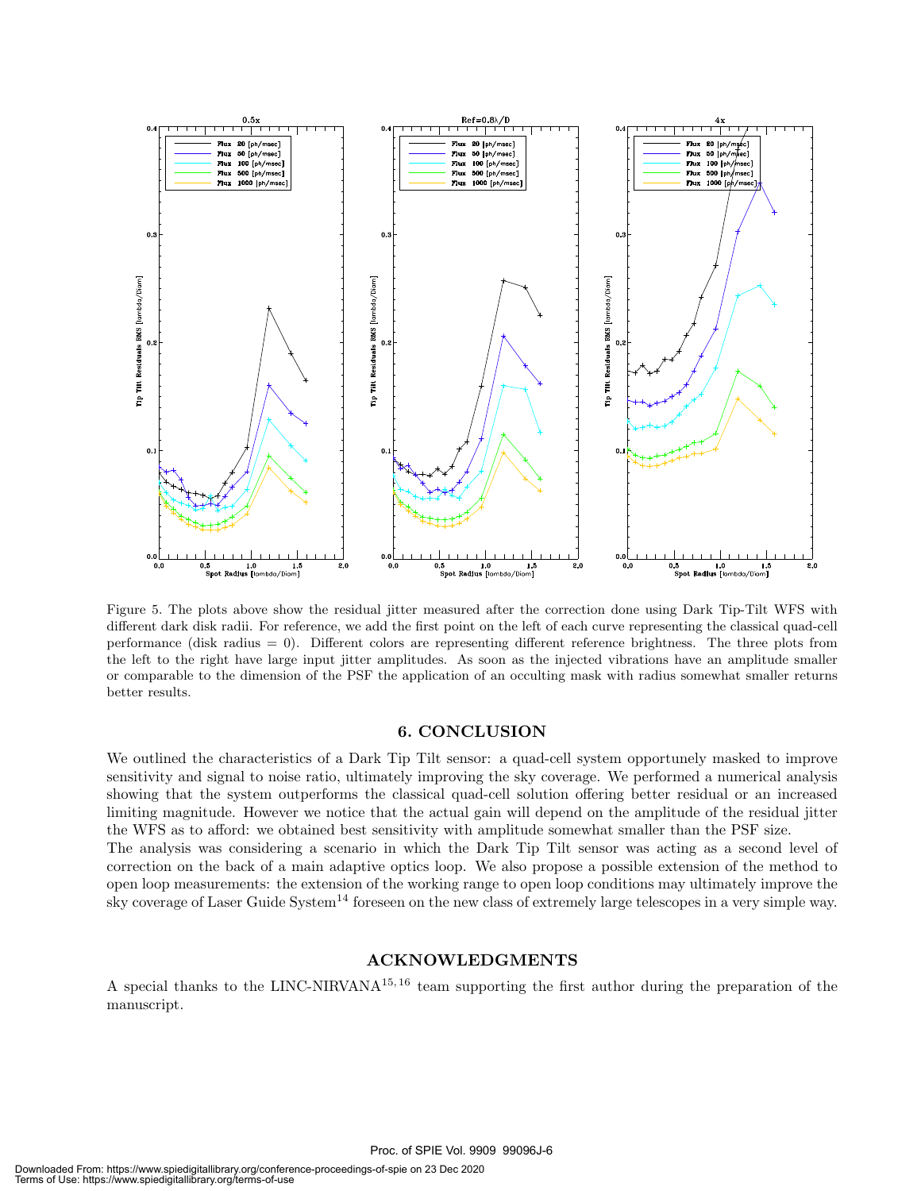Figure 5. The plots above show the residual jitter measured after the correction done using Dark Tip-Tilt WFS with different dark disk radii. For reference, we add the first point on the left of each curve representing the classical quad-cell performance (disk radius = 0). Different colors are representing different reference brightness. The three plots from the left to the right have large input jitter amplitudes. As soon as the injected vibrations have an amplitude smaller or comparable to the dimension of the PSF the application of an occulting mask with radius somewhat smaller returns better results.

## 6. CONCLUSION

We outlined the characteristics of a Dark Tip Tilt sensor: a quad-cell system opportunely masked to improve sensitivity and signal to noise ratio, ultimately improving the sky coverage. We performed a numerical analysis showing that the system outperforms the classical quad-cell solution offering better residual or an increased limiting magnitude. However we notice that the actual gain will depend on the amplitude of the residual jitter the WFS as to afford: we obtained best sensitivity with amplitude somewhat smaller than the PSF size.

The analysis was considering a scenario in which the Dark Tip Tilt sensor was acting as a second level of correction on the back of a main adaptive optics loop. We also propose a possible extension of the method to open loop measurements: the extension of the working range to open loop conditions may ultimately improve the sky coverage of Laser Guide System[14] foreseen on the new class of extremely large telescopes in a very simple way.

## ACKNOWLEDGMENTS

A special thanks to the LINC-NIRVANA[15,16] team supporting the first author during the preparation of the manuscript.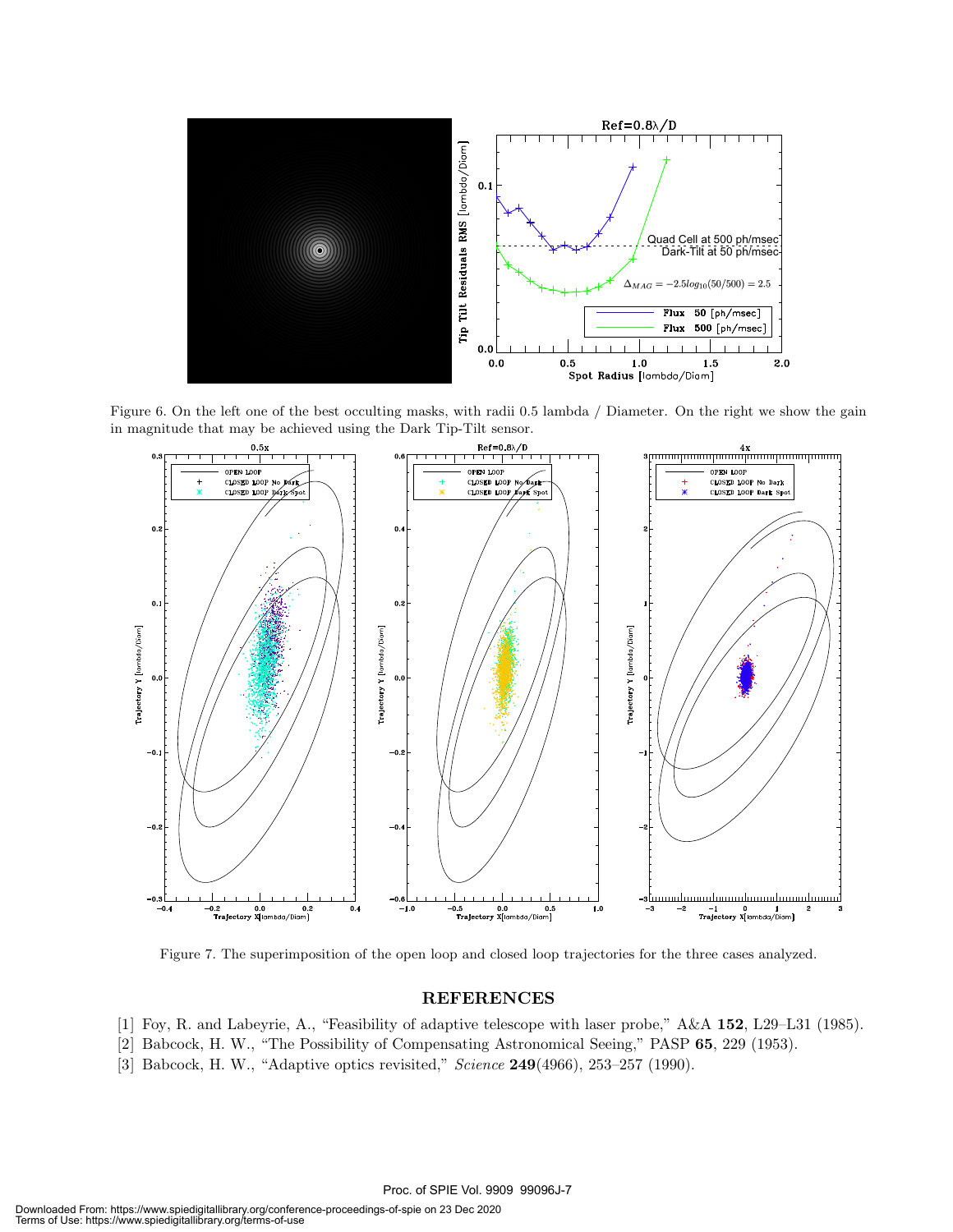Figure 6. On the left one of the best occulting masks, with radii 0.5 lambda / Diameter. On the right we show the gain in magnitude that may be achieved using the Dark Tip-Tilt sensor.

Figure 7. The superimposition of the open loop and closed loop trajectories for the three cases analyzed.

## REFERENCES

[1] Foy, R. and Labeyrie, A., "Feasibility of adaptive telescope with laser probe," A&A **152**, L29–L31 (1985).

[2] Babcock, H. W., "The Possibility of Compensating Astronomical Seeing," PASP **65**, 229 (1953).

[3] Babcock, H. W., "Adaptive optics revisited," *Science* **249**(4966), 253–257 (1990).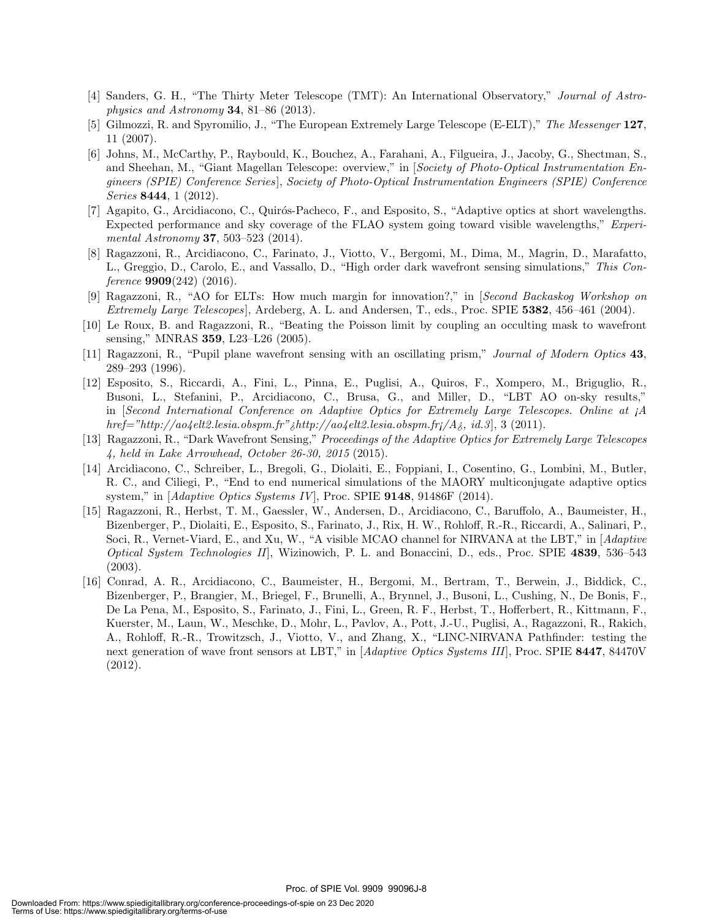[4] Sanders, G. H., "The Thirty Meter Telescope (TMT): An International Observatory," *Journal of Astrophysics and Astronomy* **34**, 81–86 (2013).

[5] Gilmozzi, R. and Spyromilio, J., "The European Extremely Large Telescope (E-ELT)," *The Messenger* **127**, 11 (2007).

[6] Johns, M., McCarthy, P., Raybould, K., Bouchez, A., Farahani, A., Filgueira, J., Jacoby, G., Shectman, S., and Sheehan, M., "Giant Magellan Telescope: overview," in [*Society of Photo-Optical Instrumentation Engineers (SPIE) Conference Series*], *Society of Photo-Optical Instrumentation Engineers (SPIE) Conference Series* **8444**, 1 (2012).

[7] Agapito, G., Arcidiacono, C., Quirós-Pacheco, F., and Esposito, S., "Adaptive optics at short wavelengths. Expected performance and sky coverage of the FLAO system going toward visible wavelengths," *Experimental Astronomy* **37**, 503–523 (2014).

[8] Ragazzoni, R., Arcidiacono, C., Farinato, J., Viotto, V., Bergomi, M., Dima, M., Magrin, D., Marafatto, L., Greggio, D., Carolo, E., and Vassallo, D., "High order dark wavefront sensing simulations," *This Conference* **9909**(242) (2016).

[9] Ragazzoni, R., "AO for ELTs: How much margin for innovation?," in [*Second Backaskog Workshop on Extremely Large Telescopes*], Ardeberg, A. L. and Andersen, T., eds., Proc. SPIE **5382**, 456–461 (2004).

[10] Le Roux, B. and Ragazzoni, R., "Beating the Poisson limit by coupling an occulting mask to wavefront sensing," MNRAS **359**, L23–L26 (2005).

[11] Ragazzoni, R., "Pupil plane wavefront sensing with an oscillating prism," *Journal of Modern Optics* **43**, 289–293 (1996).

[12] Esposito, S., Riccardi, A., Fini, L., Pinna, E., Puglisi, A., Quiros, F., Xompero, M., Briguglio, R., Busoni, L., Stefanini, P., Arcidiacono, C., Brusa, G., and Miller, D., "LBT AO on-sky results," in [*Second International Conference on Adaptive Optics for Extremely Large Telescopes. Online at ¡A href="http://ao4elt2.lesia.obspm.fr"¿http://ao4elt2.lesia.obspm.fr¡/A¿, id.3*], 3 (2011).

[13] Ragazzoni, R., "Dark Wavefront Sensing," *Proceedings of the Adaptive Optics for Extremely Large Telescopes 4, held in Lake Arrowhead, October 26-30, 2015* (2015).

[14] Arcidiacono, C., Schreiber, L., Bregoli, G., Diolaiti, E., Foppiani, I., Cosentino, G., Lombini, M., Butler, R. C., and Ciliegi, P., "End to end numerical simulations of the MAORY multiconjugate adaptive optics system," in [*Adaptive Optics Systems IV*], Proc. SPIE **9148**, 91486F (2014).

[15] Ragazzoni, R., Herbst, T. M., Gaessler, W., Andersen, D., Arcidiacono, C., Baruffolo, A., Baumeister, H., Bizenberger, P., Diolaiti, E., Esposito, S., Farinato, J., Rix, H. W., Rohloff, R.-R., Riccardi, A., Salinari, P., Soci, R., Vernet-Viard, E., and Xu, W., "A visible MCAO channel for NIRVANA at the LBT," in [*Adaptive Optical System Technologies II*], Wizinowich, P. L. and Bonaccini, D., eds., Proc. SPIE **4839**, 536–543 (2003).

[16] Conrad, A. R., Arcidiacono, C., Baumeister, H., Bergomi, M., Bertram, T., Berwein, J., Biddick, C., Bizenberger, P., Brangier, M., Briegel, F., Brunelli, A., Brynnel, J., Busoni, L., Cushing, N., De Bonis, F., De La Pena, M., Esposito, S., Farinato, J., Fini, L., Green, R. F., Herbst, T., Hofferbert, R., Kittmann, F., Kuerster, M., Laun, W., Meschke, D., Mohr, L., Pavlov, A., Pott, J.-U., Puglisi, A., Ragazzoni, R., Rakich, A., Rohloff, R.-R., Trowitzsch, J., Viotto, V., and Zhang, X., "LINC-NIRVANA Pathfinder: testing the next generation of wave front sensors at LBT," in [*Adaptive Optics Systems III*], Proc. SPIE **8447**, 84470V (2012).